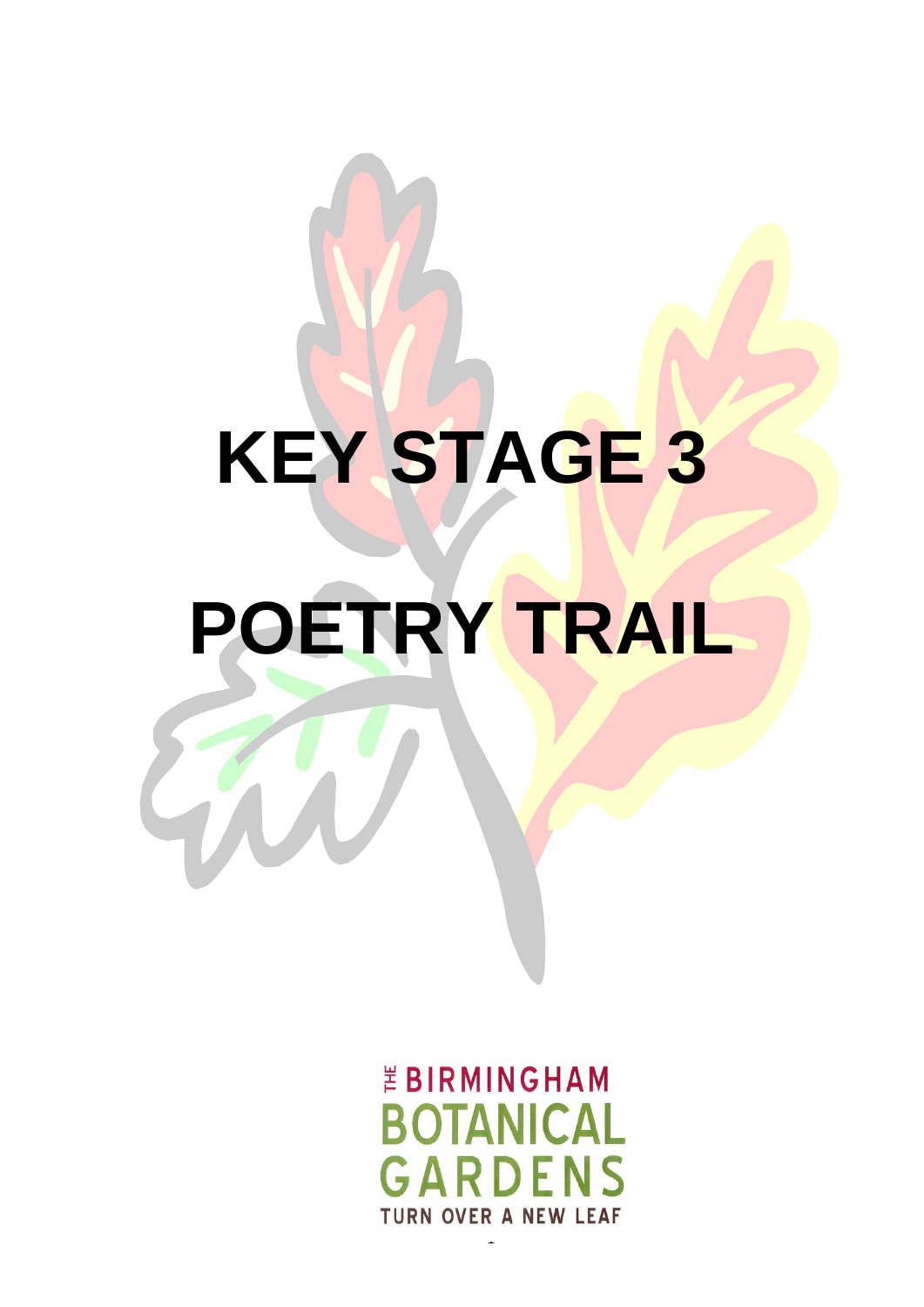# KEY STAGE 3

# POETRY TRAIL

THE BIRMINGHAM
BOTANICAL
GARDENS
TURN OVER A NEW LEAF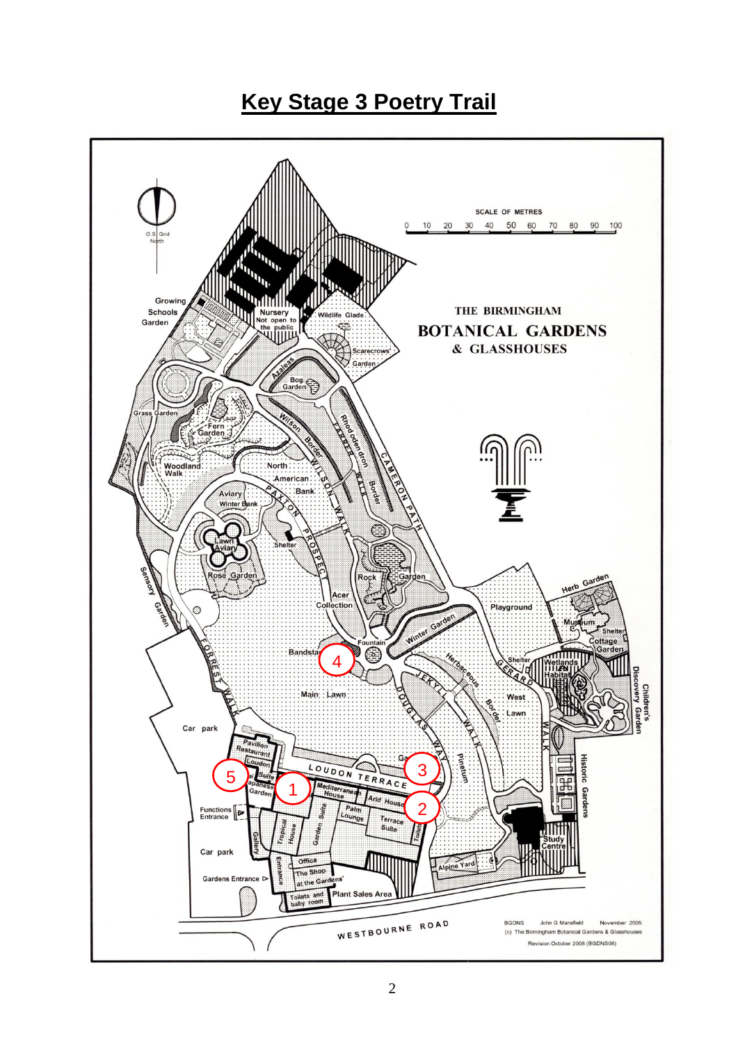# Key Stage 3 Poetry Trail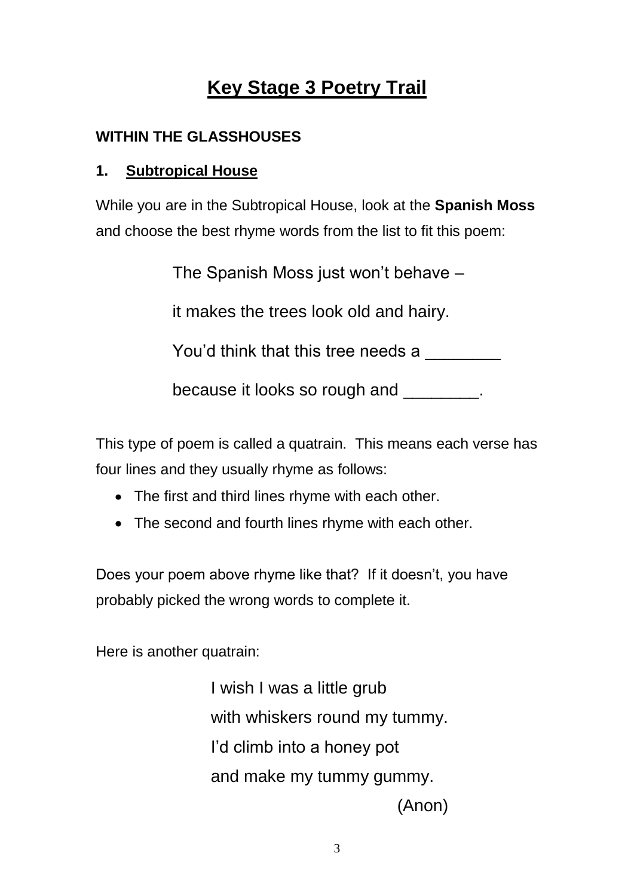# Key Stage 3 Poetry Trail

## WITHIN THE GLASSHOUSES

### 1. Subtropical House

While you are in the Subtropical House, look at the **Spanish Moss** and choose the best rhyme words from the list to fit this poem:

> The Spanish Moss just won't behave –
>
> it makes the trees look old and hairy.
>
> You'd think that this tree needs a ________
>
> because it looks so rough and ________.

This type of poem is called a quatrain. This means each verse has four lines and they usually rhyme as follows:

- The first and third lines rhyme with each other.
- The second and fourth lines rhyme with each other.

Does your poem above rhyme like that? If it doesn't, you have probably picked the wrong words to complete it.

Here is another quatrain:

> I wish I was a little grub
> with whiskers round my tummy.
> I'd climb into a honey pot
> and make my tummy gummy.
>
> (Anon)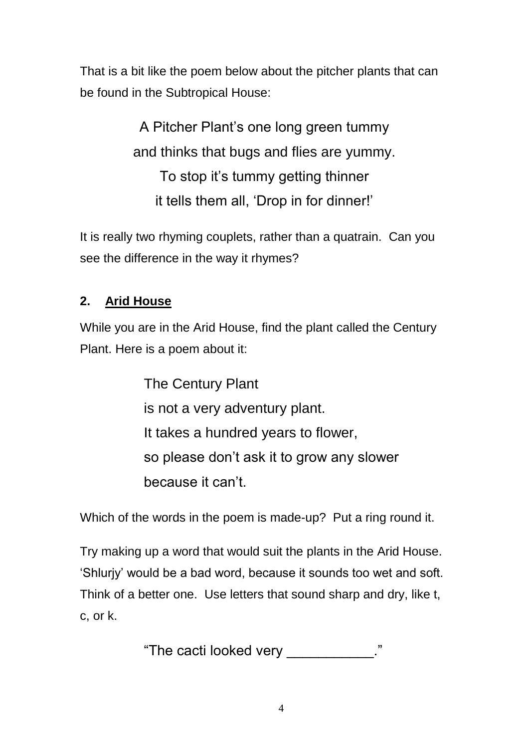That is a bit like the poem below about the pitcher plants that can be found in the Subtropical House:

> A Pitcher Plant's one long green tummy
> and thinks that bugs and flies are yummy.
> To stop it's tummy getting thinner
> it tells them all, 'Drop in for dinner!'

It is really two rhyming couplets, rather than a quatrain. Can you see the difference in the way it rhymes?

## 2. Arid House

While you are in the Arid House, find the plant called the Century Plant. Here is a poem about it:

> The Century Plant
> is not a very adventury plant.
> It takes a hundred years to flower,
> so please don't ask it to grow any slower
> because it can't.

Which of the words in the poem is made-up? Put a ring round it.

Try making up a word that would suit the plants in the Arid House. 'Shlurjy' would be a bad word, because it sounds too wet and soft. Think of a better one. Use letters that sound sharp and dry, like t, c, or k.

"The cacti looked very ___________."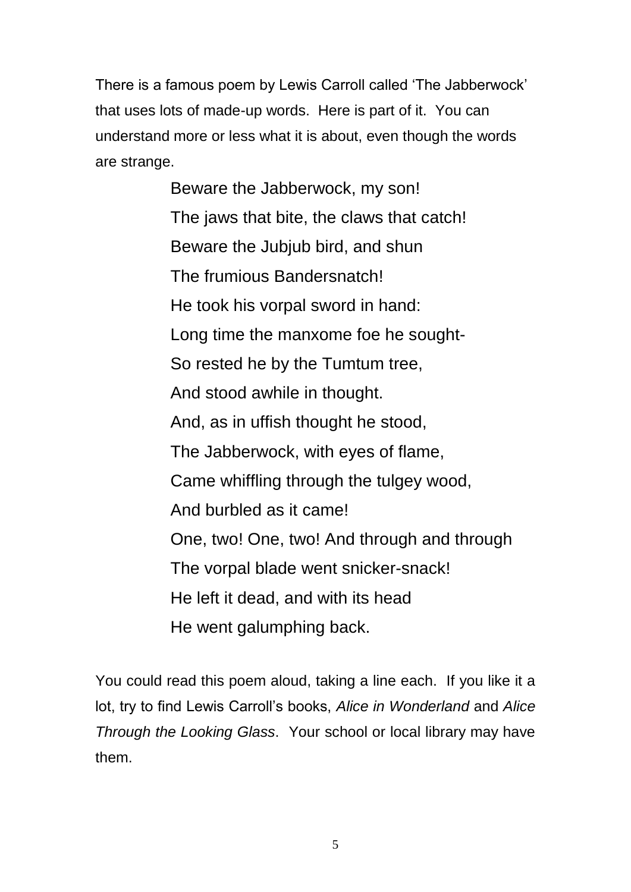There is a famous poem by Lewis Carroll called 'The Jabberwock' that uses lots of made-up words. Here is part of it. You can understand more or less what it is about, even though the words are strange.

> Beware the Jabberwock, my son!  
> The jaws that bite, the claws that catch!  
> Beware the Jubjub bird, and shun  
> The frumious Bandersnatch!  
> He took his vorpal sword in hand:  
> Long time the manxome foe he sought-  
> So rested he by the Tumtum tree,  
> And stood awhile in thought.  
> And, as in uffish thought he stood,  
> The Jabberwock, with eyes of flame,  
> Came whiffling through the tulgey wood,  
> And burbled as it came!  
> One, two! One, two! And through and through  
> The vorpal blade went snicker-snack!  
> He left it dead, and with its head  
> He went galumphing back.

You could read this poem aloud, taking a line each. If you like it a lot, try to find Lewis Carroll's books, *Alice in Wonderland* and *Alice Through the Looking Glass*. Your school or local library may have them.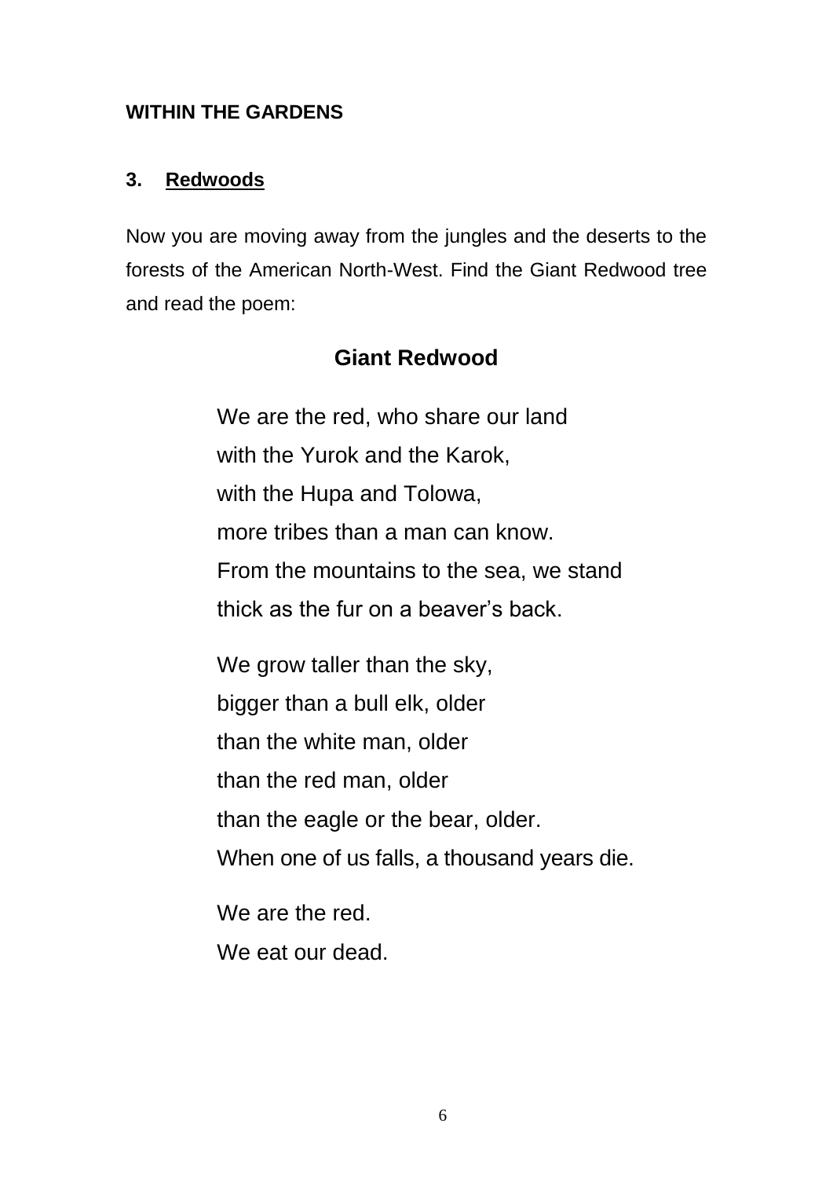**WITHIN THE GARDENS**

## 3. Redwoods

Now you are moving away from the jungles and the deserts to the forests of the American North-West. Find the Giant Redwood tree and read the poem:

### Giant Redwood

We are the red, who share our land  
with the Yurok and the Karok,  
with the Hupa and Tolowa,  
more tribes than a man can know.  
From the mountains to the sea, we stand  
thick as the fur on a beaver's back.

We grow taller than the sky,  
bigger than a bull elk, older  
than the white man, older  
than the red man, older  
than the eagle or the bear, older.  
When one of us falls, a thousand years die.

We are the red.  
We eat our dead.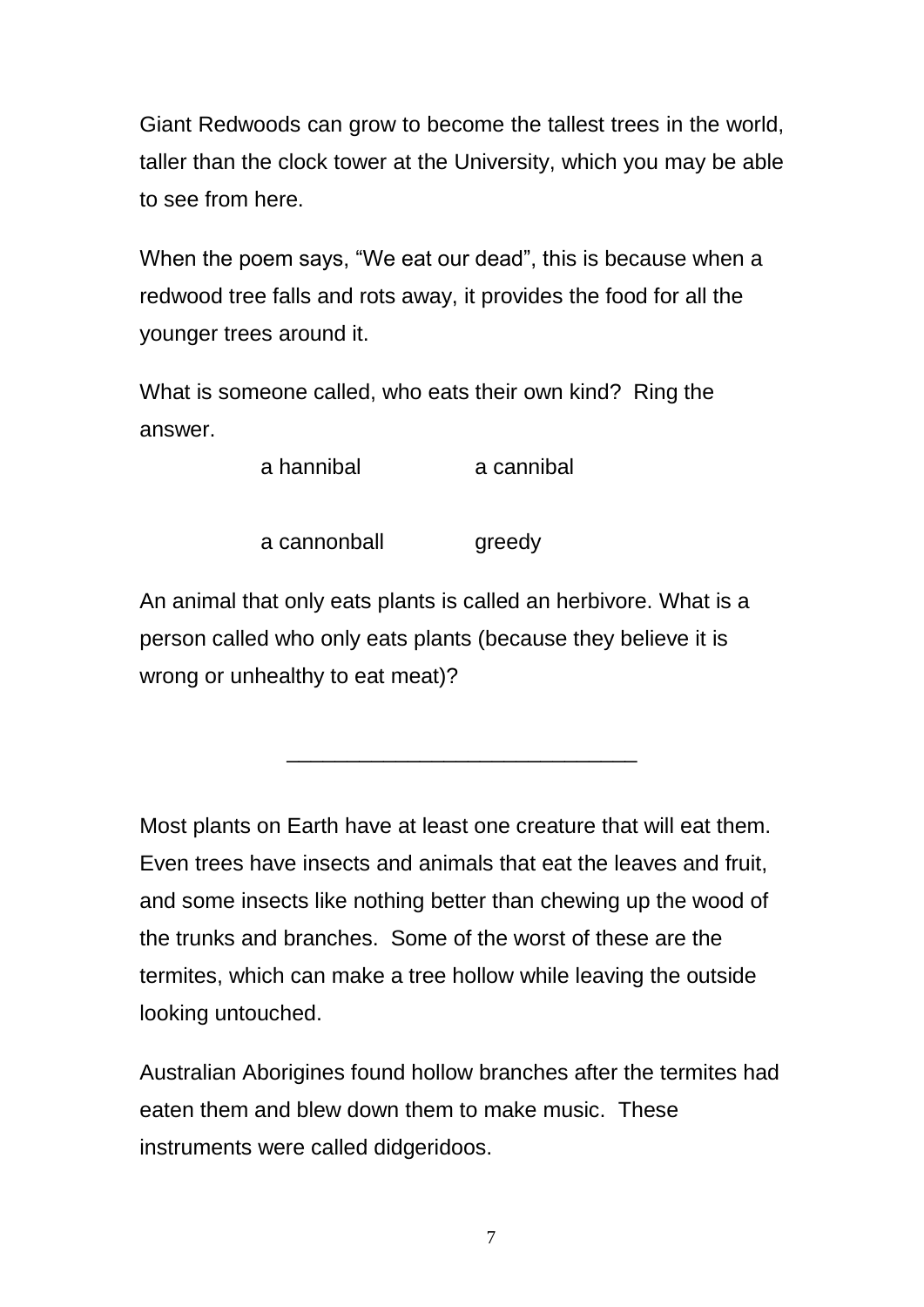Giant Redwoods can grow to become the tallest trees in the world, taller than the clock tower at the University, which you may be able to see from here.

When the poem says, “We eat our dead”, this is because when a redwood tree falls and rots away, it provides the food for all the younger trees around it.

What is someone called, who eats their own kind? Ring the answer.

| | |
|---|---|
| a hannibal | a cannibal |
| a cannonball | greedy |

An animal that only eats plants is called an herbivore. What is a person called who only eats plants (because they believe it is wrong or unhealthy to eat meat)?

____________________________

Most plants on Earth have at least one creature that will eat them. Even trees have insects and animals that eat the leaves and fruit, and some insects like nothing better than chewing up the wood of the trunks and branches. Some of the worst of these are the termites, which can make a tree hollow while leaving the outside looking untouched.

Australian Aborigines found hollow branches after the termites had eaten them and blew down them to make music. These instruments were called didgeridoos.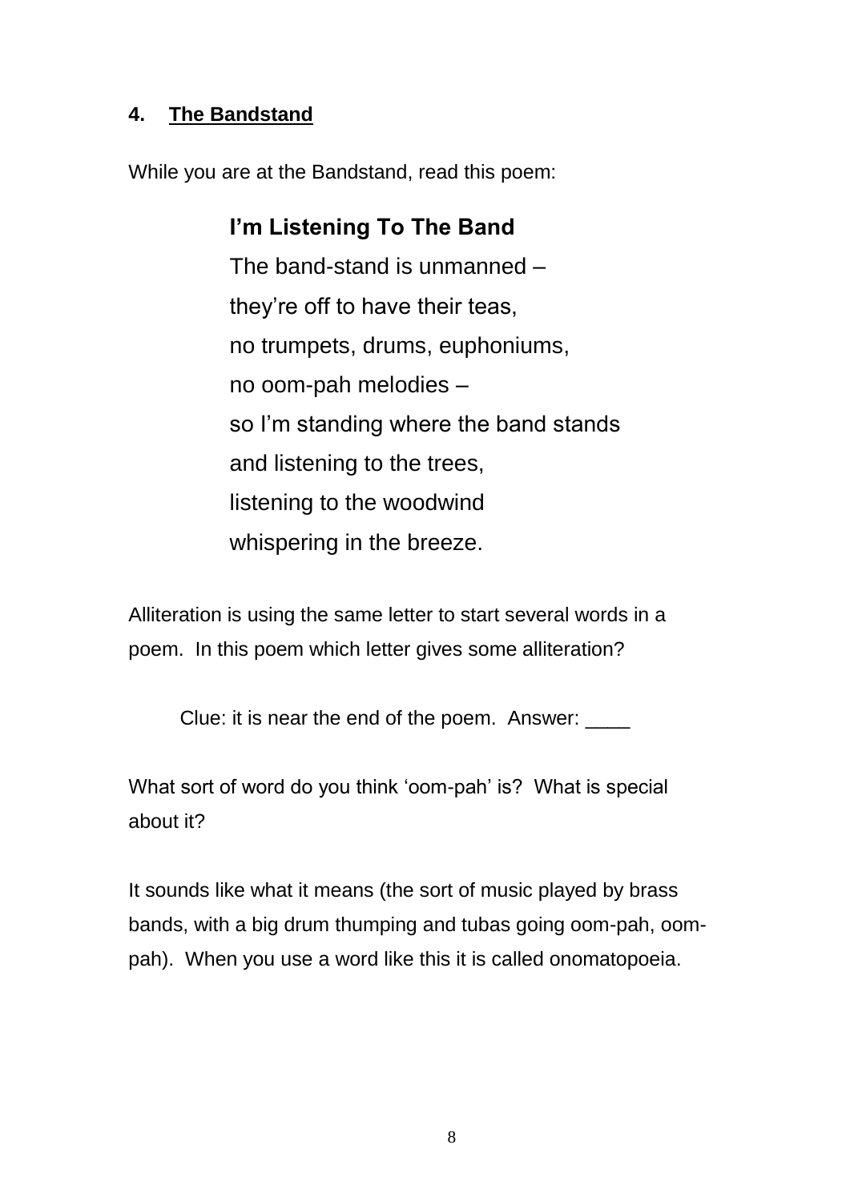## 4. The Bandstand

While you are at the Bandstand, read this poem:

### I'm Listening To The Band

The band-stand is unmanned –  
they're off to have their teas,  
no trumpets, drums, euphoniums,  
no oom-pah melodies –  
so I'm standing where the band stands  
and listening to the trees,  
listening to the woodwind  
whispering in the breeze.

Alliteration is using the same letter to start several words in a poem. In this poem which letter gives some alliteration?

Clue: it is near the end of the poem. Answer: ____

What sort of word do you think 'oom-pah' is? What is special about it?

It sounds like what it means (the sort of music played by brass bands, with a big drum thumping and tubas going oom-pah, oom-pah). When you use a word like this it is called onomatopoeia.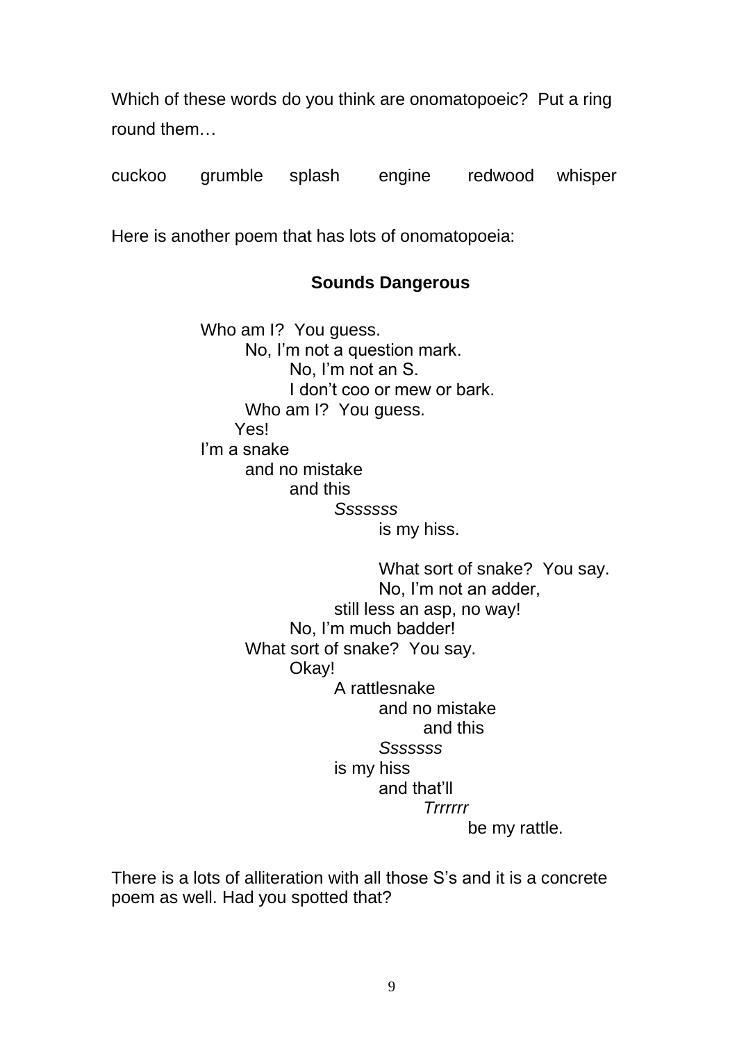Which of these words do you think are onomatopoeic? Put a ring round them…

cuckoo grumble splash engine redwood whisper

Here is another poem that has lots of onomatopoeia:

**Sounds Dangerous**

Who am I? You guess.
  No, I'm not a question mark.
    No, I'm not an S.
    I don't coo or mew or bark.
  Who am I? You guess.
 Yes!
I'm a snake
  and no mistake
    and this
      *Sssssss*
        is my hiss.

        What sort of snake? You say.
        No, I'm not an adder,
      still less an asp, no way!
    No, I'm much badder!
  What sort of snake? You say.
    Okay!
      A rattlesnake
        and no mistake
          and this
        *Sssssss*
      is my hiss
        and that'll
          *Trrrrrr*
            be my rattle.

There is a lots of alliteration with all those S's and it is a concrete poem as well. Had you spotted that?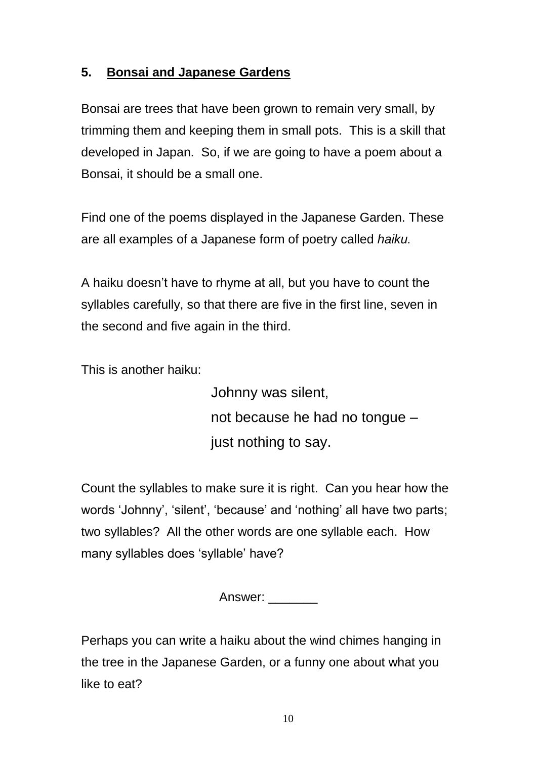## 5. Bonsai and Japanese Gardens

Bonsai are trees that have been grown to remain very small, by trimming them and keeping them in small pots. This is a skill that developed in Japan. So, if we are going to have a poem about a Bonsai, it should be a small one.

Find one of the poems displayed in the Japanese Garden. These are all examples of a Japanese form of poetry called *haiku.*

A haiku doesn't have to rhyme at all, but you have to count the syllables carefully, so that there are five in the first line, seven in the second and five again in the third.

This is another haiku:

> Johnny was silent,
> not because he had no tongue –
> just nothing to say.

Count the syllables to make sure it is right. Can you hear how the words 'Johnny', 'silent', 'because' and 'nothing' all have two parts; two syllables? All the other words are one syllable each. How many syllables does 'syllable' have?

Answer: _______

Perhaps you can write a haiku about the wind chimes hanging in the tree in the Japanese Garden, or a funny one about what you like to eat?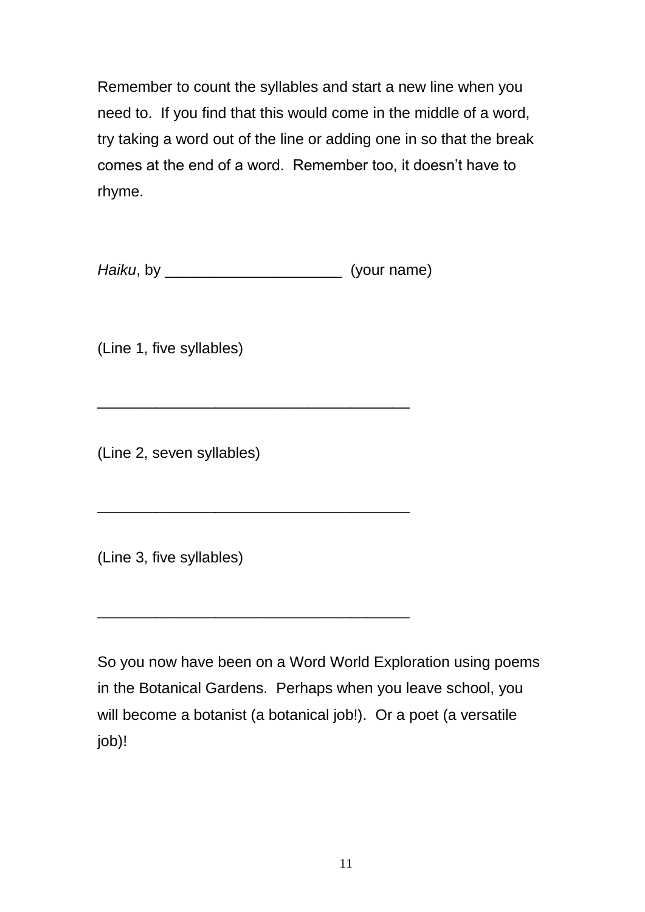Remember to count the syllables and start a new line when you need to. If you find that this would come in the middle of a word, try taking a word out of the line or adding one in so that the break comes at the end of a word. Remember too, it doesn't have to rhyme.

*Haiku*, by _____________________ (your name)

(Line 1, five syllables)

_____________________________________

(Line 2, seven syllables)

_____________________________________

(Line 3, five syllables)

_____________________________________

So you now have been on a Word World Exploration using poems in the Botanical Gardens. Perhaps when you leave school, you will become a botanist (a botanical job!). Or a poet (a versatile job)!